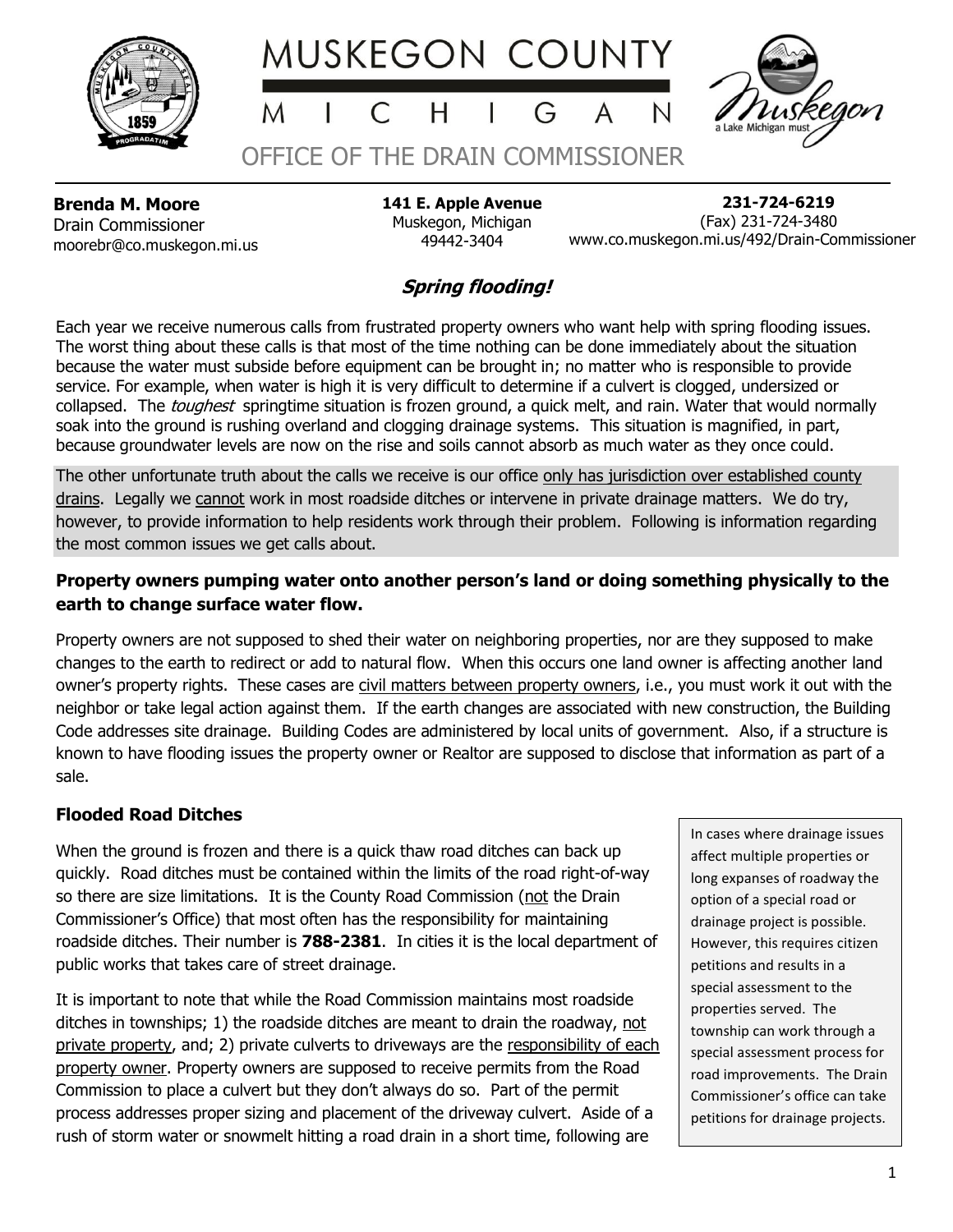# MUSKEGON COUNTY

# MICHIGAN

## OFFICE OF THE DRAIN COMMISSIONER

**Brenda M. Moore**
Drain Commissioner
moorebr@co.muskegon.mi.us

**141 E. Apple Avenue**
Muskegon, Michigan
49442-3404

**231-724-6219**
(Fax) 231-724-3480
www.co.muskegon.mi.us/492/Drain-Commissioner

## ***Spring flooding!***

Each year we receive numerous calls from frustrated property owners who want help with spring flooding issues. The worst thing about these calls is that most of the time nothing can be done immediately about the situation because the water must subside before equipment can be brought in; no matter who is responsible to provide service. For example, when water is high it is very difficult to determine if a culvert is clogged, undersized or collapsed. The *toughest* springtime situation is frozen ground, a quick melt, and rain. Water that would normally soak into the ground is rushing overland and clogging drainage systems. This situation is magnified, in part, because groundwater levels are now on the rise and soils cannot absorb as much water as they once could.

The other unfortunate truth about the calls we receive is our office only has jurisdiction over established county drains. Legally we cannot work in most roadside ditches or intervene in private drainage matters. We do try, however, to provide information to help residents work through their problem. Following is information regarding the most common issues we get calls about.

### Property owners pumping water onto another person's land or doing something physically to the earth to change surface water flow.

Property owners are not supposed to shed their water on neighboring properties, nor are they supposed to make changes to the earth to redirect or add to natural flow. When this occurs one land owner is affecting another land owner's property rights. These cases are civil matters between property owners, i.e., you must work it out with the neighbor or take legal action against them. If the earth changes are associated with new construction, the Building Code addresses site drainage. Building Codes are administered by local units of government. Also, if a structure is known to have flooding issues the property owner or Realtor are supposed to disclose that information as part of a sale.

### Flooded Road Ditches

When the ground is frozen and there is a quick thaw road ditches can back up quickly. Road ditches must be contained within the limits of the road right-of-way so there are size limitations. It is the County Road Commission (not the Drain Commissioner's Office) that most often has the responsibility for maintaining roadside ditches. Their number is **788-2381**. In cities it is the local department of public works that takes care of street drainage.

It is important to note that while the Road Commission maintains most roadside ditches in townships; 1) the roadside ditches are meant to drain the roadway, not private property, and; 2) private culverts to driveways are the responsibility of each property owner. Property owners are supposed to receive permits from the Road Commission to place a culvert but they don't always do so. Part of the permit process addresses proper sizing and placement of the driveway culvert. Aside of a rush of storm water or snowmelt hitting a road drain in a short time, following are

> In cases where drainage issues affect multiple properties or long expanses of roadway the option of a special road or drainage project is possible. However, this requires citizen petitions and results in a special assessment to the properties served. The township can work through a special assessment process for road improvements. The Drain Commissioner's office can take petitions for drainage projects.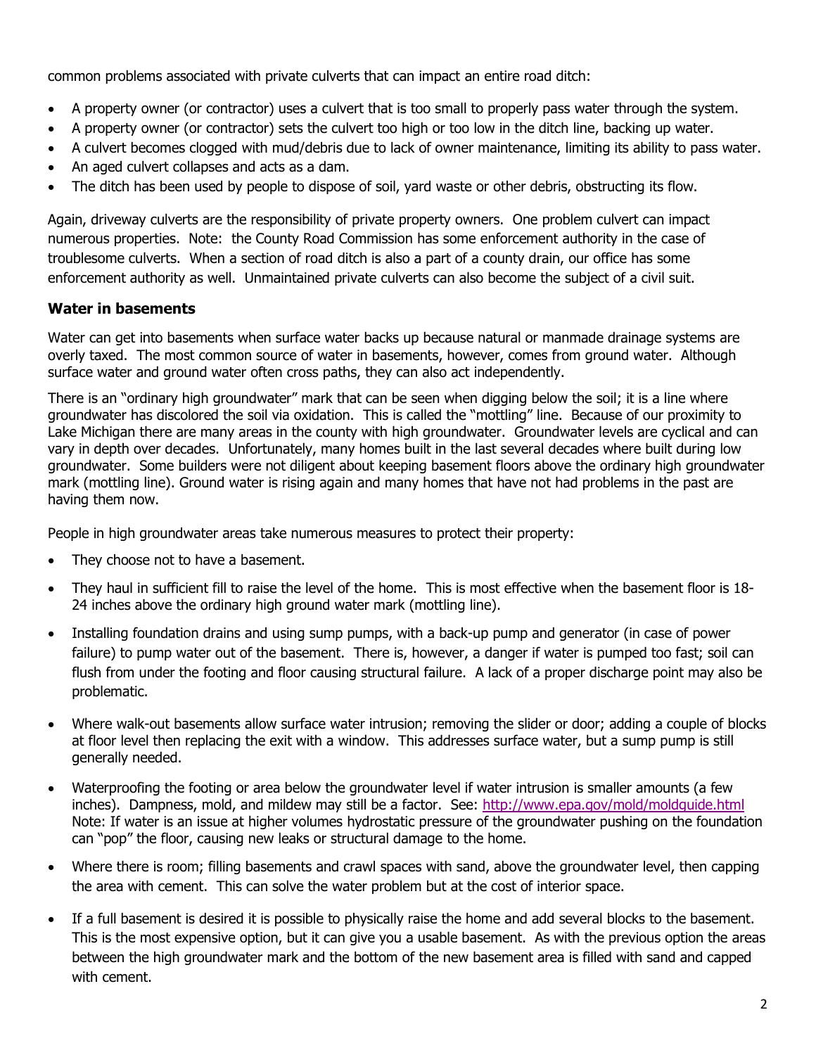common problems associated with private culverts that can impact an entire road ditch:

- A property owner (or contractor) uses a culvert that is too small to properly pass water through the system.
- A property owner (or contractor) sets the culvert too high or too low in the ditch line, backing up water.
- A culvert becomes clogged with mud/debris due to lack of owner maintenance, limiting its ability to pass water.
- An aged culvert collapses and acts as a dam.
- The ditch has been used by people to dispose of soil, yard waste or other debris, obstructing its flow.

Again, driveway culverts are the responsibility of private property owners. One problem culvert can impact numerous properties. Note: the County Road Commission has some enforcement authority in the case of troublesome culverts. When a section of road ditch is also a part of a county drain, our office has some enforcement authority as well. Unmaintained private culverts can also become the subject of a civil suit.

### Water in basements

Water can get into basements when surface water backs up because natural or manmade drainage systems are overly taxed. The most common source of water in basements, however, comes from ground water. Although surface water and ground water often cross paths, they can also act independently.

There is an "ordinary high groundwater" mark that can be seen when digging below the soil; it is a line where groundwater has discolored the soil via oxidation. This is called the "mottling" line. Because of our proximity to Lake Michigan there are many areas in the county with high groundwater. Groundwater levels are cyclical and can vary in depth over decades. Unfortunately, many homes built in the last several decades where built during low groundwater. Some builders were not diligent about keeping basement floors above the ordinary high groundwater mark (mottling line). Ground water is rising again and many homes that have not had problems in the past are having them now.

People in high groundwater areas take numerous measures to protect their property:

- They choose not to have a basement.
- They haul in sufficient fill to raise the level of the home. This is most effective when the basement floor is 18-24 inches above the ordinary high ground water mark (mottling line).
- Installing foundation drains and using sump pumps, with a back-up pump and generator (in case of power failure) to pump water out of the basement. There is, however, a danger if water is pumped too fast; soil can flush from under the footing and floor causing structural failure. A lack of a proper discharge point may also be problematic.
- Where walk-out basements allow surface water intrusion; removing the slider or door; adding a couple of blocks at floor level then replacing the exit with a window. This addresses surface water, but a sump pump is still generally needed.
- Waterproofing the footing or area below the groundwater level if water intrusion is smaller amounts (a few inches). Dampness, mold, and mildew may still be a factor. See: http://www.epa.gov/mold/moldguide.html Note: If water is an issue at higher volumes hydrostatic pressure of the groundwater pushing on the foundation can "pop" the floor, causing new leaks or structural damage to the home.
- Where there is room; filling basements and crawl spaces with sand, above the groundwater level, then capping the area with cement. This can solve the water problem but at the cost of interior space.
- If a full basement is desired it is possible to physically raise the home and add several blocks to the basement. This is the most expensive option, but it can give you a usable basement. As with the previous option the areas between the high groundwater mark and the bottom of the new basement area is filled with sand and capped with cement.